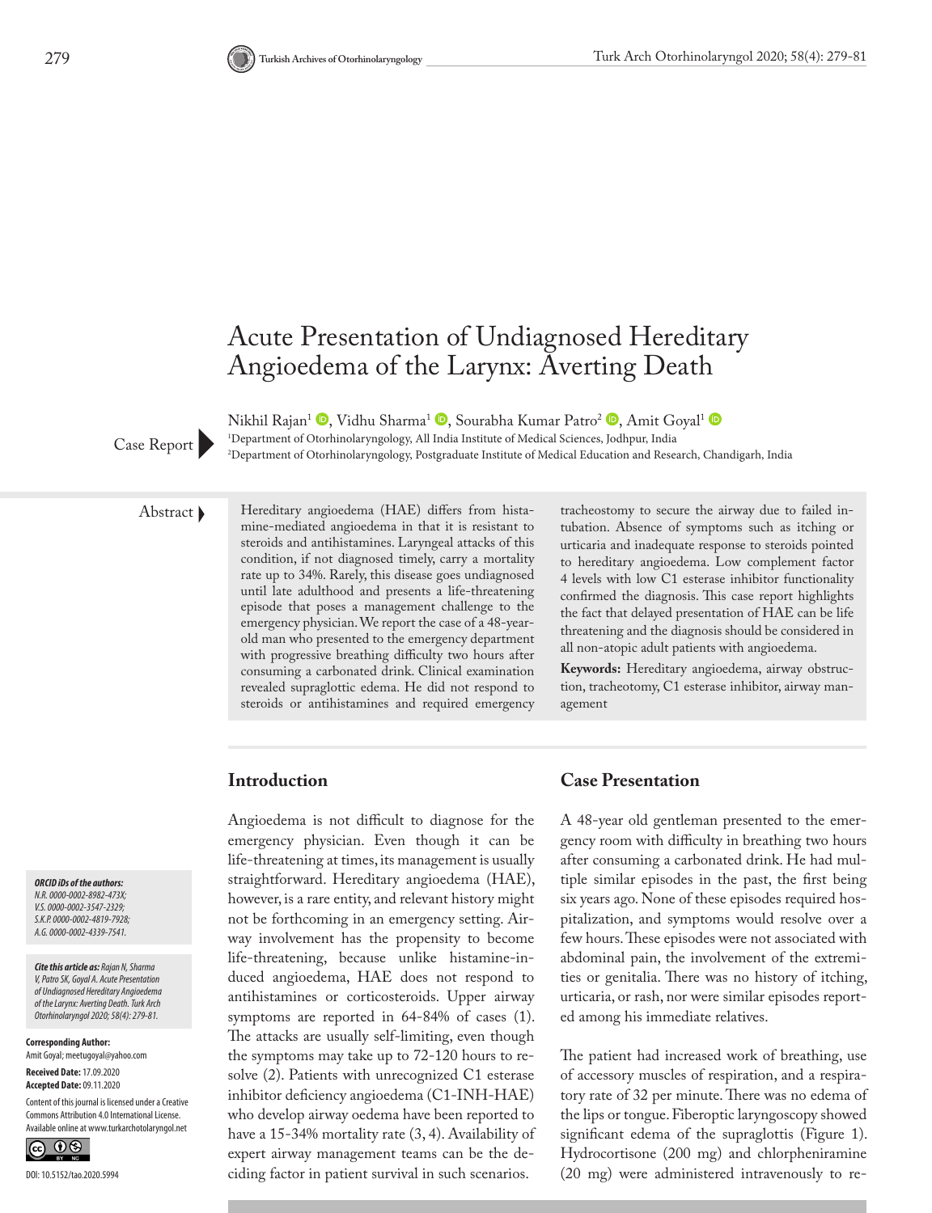# Acute Presentation of Undiagnosed Hereditary Angioedema of the Larynx: Averting Death

Nikhil Rajan[1], Vidhu Sharma[1], Sourabha Kumar Patro[2], Amit Goyal[1]

[1]Department of Otorhinolaryngology, All India Institute of Medical Sciences, Jodhpur, India

[2]Department of Otorhinolaryngology, Postgraduate Institute of Medical Education and Research, Chandigarh, India

Case Report

**Abstract**

Hereditary angioedema (HAE) differs from histamine-mediated angioedema in that it is resistant to steroids and antihistamines. Laryngeal attacks of this condition, if not diagnosed timely, carry a mortality rate up to 34%. Rarely, this disease goes undiagnosed until late adulthood and presents a life-threatening episode that poses a management challenge to the emergency physician. We report the case of a 48-year-old man who presented to the emergency department with progressive breathing difficulty two hours after consuming a carbonated drink. Clinical examination revealed supraglottic edema. He did not respond to steroids or antihistamines and required emergency tracheostomy to secure the airway due to failed intubation. Absence of symptoms such as itching or urticaria and inadequate response to steroids pointed to hereditary angioedema. Low complement factor 4 levels with low C1 esterase inhibitor functionality confirmed the diagnosis. This case report highlights the fact that delayed presentation of HAE can be life threatening and the diagnosis should be considered in all non-atopic adult patients with angioedema.

**Keywords:** Hereditary angioedema, airway obstruction, tracheotomy, C1 esterase inhibitor, airway management

## Introduction

Angioedema is not difficult to diagnose for the emergency physician. Even though it can be life-threatening at times, its management is usually straightforward. Hereditary angioedema (HAE), however, is a rare entity, and relevant history might not be forthcoming in an emergency setting. Airway involvement has the propensity to become life-threatening, because unlike histamine-induced angioedema, HAE does not respond to antihistamines or corticosteroids. Upper airway symptoms are reported in 64-84% of cases (1). The attacks are usually self-limiting, even though the symptoms may take up to 72-120 hours to resolve (2). Patients with unrecognized C1 esterase inhibitor deficiency angioedema (C1-INH-HAE) who develop airway oedema have been reported to have a 15-34% mortality rate (3, 4). Availability of expert airway management teams can be the deciding factor in patient survival in such scenarios.

## Case Presentation

A 48-year old gentleman presented to the emergency room with difficulty in breathing two hours after consuming a carbonated drink. He had multiple similar episodes in the past, the first being six years ago. None of these episodes required hospitalization, and symptoms would resolve over a few hours. These episodes were not associated with abdominal pain, the involvement of the extremities or genitalia. There was no history of itching, urticaria, or rash, nor were similar episodes reported among his immediate relatives.

The patient had increased work of breathing, use of accessory muscles of respiration, and a respiratory rate of 32 per minute. There was no edema of the lips or tongue. Fiberoptic laryngoscopy showed significant edema of the supraglottis (Figure 1). Hydrocortisone (200 mg) and chlorpheniramine (20 mg) were administered intravenously to re-

***ORCID iDs of the authors:***
*N.R. 0000-0002-8982-473X;*
*V.S. 0000-0002-3547-2329;*
*S.K.P. 0000-0002-4819-7928;*
*A.G. 0000-0002-4339-7541.*

***Cite this article as:*** *Rajan N, Sharma V, Patro SK, Goyal A. Acute Presentation of Undiagnosed Hereditary Angioedema of the Larynx: Averting Death. Turk Arch Otorhinolaryngol 2020; 58(4): 279-81.*

**Corresponding Author:**
Amit Goyal; meetugoyal@yahoo.com

**Received Date:** 17.09.2020
**Accepted Date:** 09.11.2020

Content of this journal is licensed under a Creative Commons Attribution 4.0 International License. Available online at www.turkarchotolaryngol.net

DOI: 10.5152/tao.2020.5994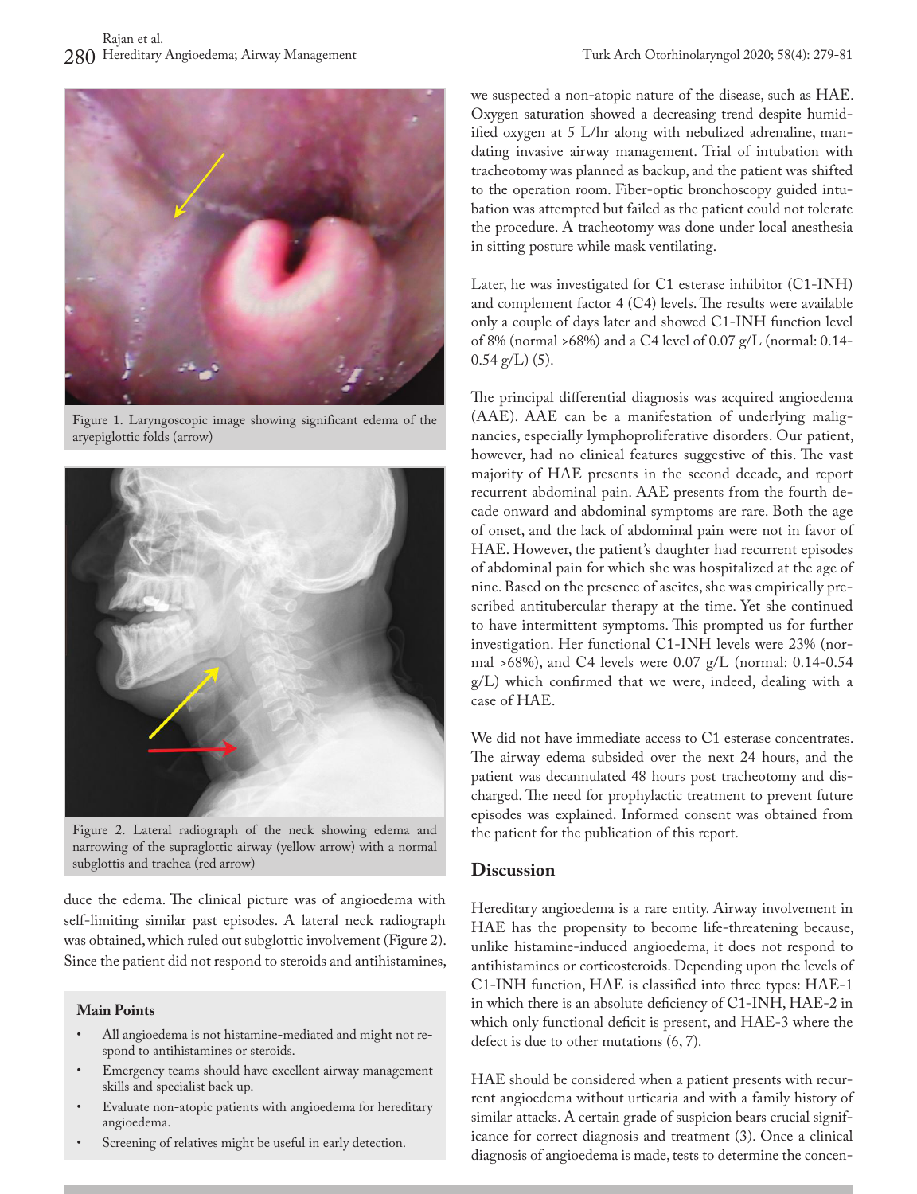Figure 1. Laryngoscopic image showing significant edema of the aryepiglottic folds (arrow)

Figure 2. Lateral radiograph of the neck showing edema and narrowing of the supraglottic airway (yellow arrow) with a normal subglottis and trachea (red arrow)

duce the edema. The clinical picture was of angioedema with self-limiting similar past episodes. A lateral neck radiograph was obtained, which ruled out subglottic involvement (Figure 2). Since the patient did not respond to steroids and antihistamines, we suspected a non-atopic nature of the disease, such as HAE. Oxygen saturation showed a decreasing trend despite humidified oxygen at 5 L/hr along with nebulized adrenaline, mandating invasive airway management. Trial of intubation with tracheotomy was planned as backup, and the patient was shifted to the operation room. Fiber-optic bronchoscopy guided intubation was attempted but failed as the patient could not tolerate the procedure. A tracheotomy was done under local anesthesia in sitting posture while mask ventilating.

Later, he was investigated for C1 esterase inhibitor (C1-INH) and complement factor 4 (C4) levels. The results were available only a couple of days later and showed C1-INH function level of 8% (normal >68%) and a C4 level of 0.07 g/L (normal: 0.14-0.54 g/L) (5).

The principal differential diagnosis was acquired angioedema (AAE). AAE can be a manifestation of underlying malignancies, especially lymphoproliferative disorders. Our patient, however, had no clinical features suggestive of this. The vast majority of HAE presents in the second decade, and report recurrent abdominal pain. AAE presents from the fourth decade onward and abdominal symptoms are rare. Both the age of onset, and the lack of abdominal pain were not in favor of HAE. However, the patient's daughter had recurrent episodes of abdominal pain for which she was hospitalized at the age of nine. Based on the presence of ascites, she was empirically prescribed antitubercular therapy at the time. Yet she continued to have intermittent symptoms. This prompted us for further investigation. Her functional C1-INH levels were 23% (normal >68%), and C4 levels were 0.07 g/L (normal: 0.14-0.54 g/L) which confirmed that we were, indeed, dealing with a case of HAE.

We did not have immediate access to C1 esterase concentrates. The airway edema subsided over the next 24 hours, and the patient was decannulated 48 hours post tracheotomy and discharged. The need for prophylactic treatment to prevent future episodes was explained. Informed consent was obtained from the patient for the publication of this report.

**Main Points**

- All angioedema is not histamine-mediated and might not respond to antihistamines or steroids.
- Emergency teams should have excellent airway management skills and specialist back up.
- Evaluate non-atopic patients with angioedema for hereditary angioedema.
- Screening of relatives might be useful in early detection.

## Discussion

Hereditary angioedema is a rare entity. Airway involvement in HAE has the propensity to become life-threatening because, unlike histamine-induced angioedema, it does not respond to antihistamines or corticosteroids. Depending upon the levels of C1-INH function, HAE is classified into three types: HAE-1 in which there is an absolute deficiency of C1-INH, HAE-2 in which only functional deficit is present, and HAE-3 where the defect is due to other mutations (6, 7).

HAE should be considered when a patient presents with recurrent angioedema without urticaria and with a family history of similar attacks. A certain grade of suspicion bears crucial significance for correct diagnosis and treatment (3). Once a clinical diagnosis of angioedema is made, tests to determine the concen-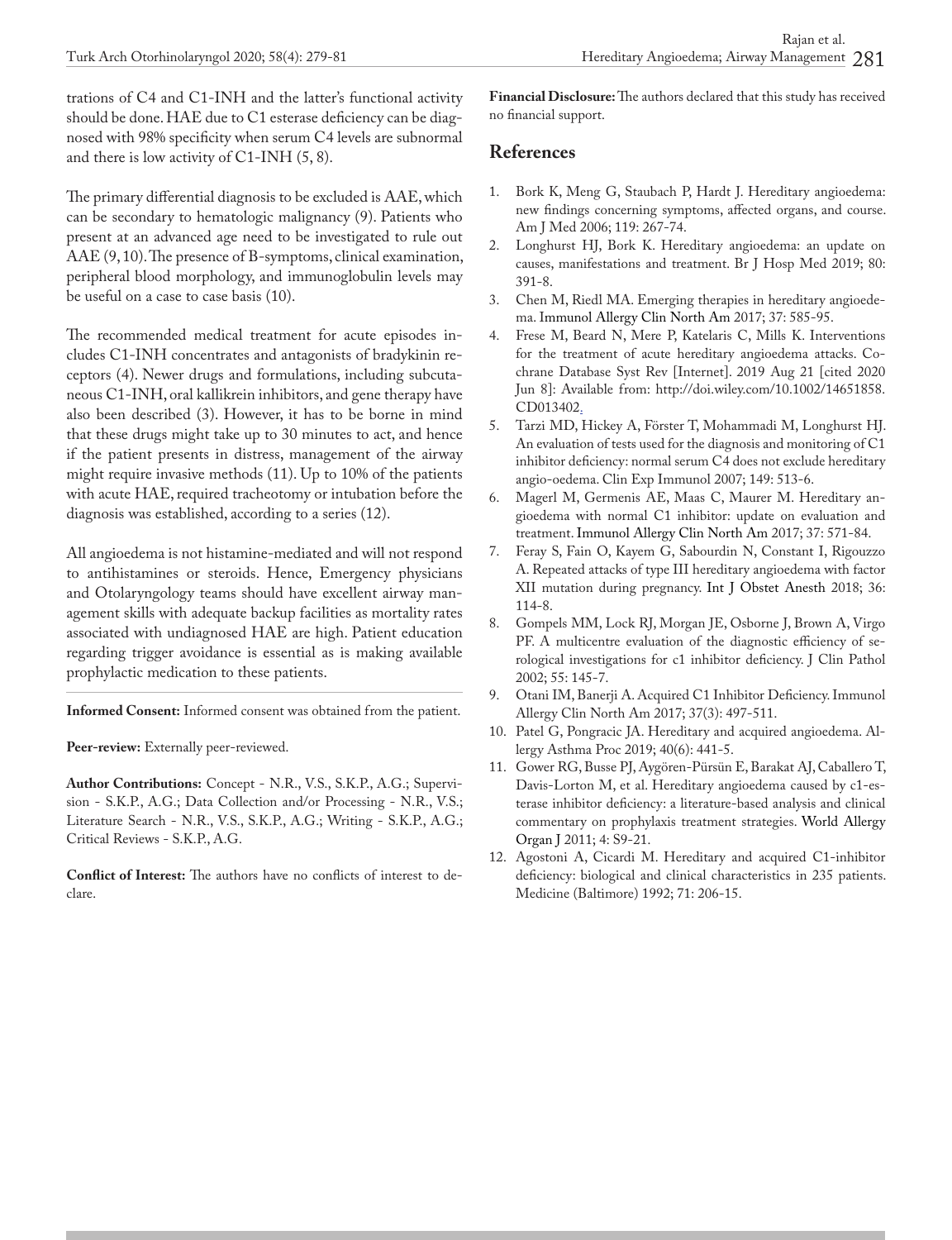trations of C4 and C1-INH and the latter's functional activity should be done. HAE due to C1 esterase deficiency can be diagnosed with 98% specificity when serum C4 levels are subnormal and there is low activity of C1-INH (5, 8).

The primary differential diagnosis to be excluded is AAE, which can be secondary to hematologic malignancy (9). Patients who present at an advanced age need to be investigated to rule out AAE (9, 10). The presence of B-symptoms, clinical examination, peripheral blood morphology, and immunoglobulin levels may be useful on a case to case basis (10).

The recommended medical treatment for acute episodes includes C1-INH concentrates and antagonists of bradykinin receptors (4). Newer drugs and formulations, including subcutaneous C1-INH, oral kallikrein inhibitors, and gene therapy have also been described (3). However, it has to be borne in mind that these drugs might take up to 30 minutes to act, and hence if the patient presents in distress, management of the airway might require invasive methods (11). Up to 10% of the patients with acute HAE, required tracheotomy or intubation before the diagnosis was established, according to a series (12).

All angioedema is not histamine-mediated and will not respond to antihistamines or steroids. Hence, Emergency physicians and Otolaryngology teams should have excellent airway management skills with adequate backup facilities as mortality rates associated with undiagnosed HAE are high. Patient education regarding trigger avoidance is essential as is making available prophylactic medication to these patients.

**Informed Consent:** Informed consent was obtained from the patient.

**Peer-review:** Externally peer-reviewed.

**Author Contributions:** Concept - N.R., V.S., S.K.P., A.G.; Supervision - S.K.P., A.G.; Data Collection and/or Processing - N.R., V.S.; Literature Search - N.R., V.S., S.K.P., A.G.; Writing - S.K.P., A.G.; Critical Reviews - S.K.P., A.G.

**Conflict of Interest:** The authors have no conflicts of interest to declare.

**Financial Disclosure:** The authors declared that this study has received no financial support.

## References

1. Bork K, Meng G, Staubach P, Hardt J. Hereditary angioedema: new findings concerning symptoms, affected organs, and course. Am J Med 2006; 119: 267-74.
2. Longhurst HJ, Bork K. Hereditary angioedema: an update on causes, manifestations and treatment. Br J Hosp Med 2019; 80: 391-8.
3. Chen M, Riedl MA. Emerging therapies in hereditary angioedema. Immunol Allergy Clin North Am 2017; 37: 585-95.
4. Frese M, Beard N, Mere P, Katelaris C, Mills K. Interventions for the treatment of acute hereditary angioedema attacks. Cochrane Database Syst Rev [Internet]. 2019 Aug 21 [cited 2020 Jun 8]: Available from: http://doi.wiley.com/10.1002/14651858.CD013402.
5. Tarzi MD, Hickey A, Förster T, Mohammadi M, Longhurst HJ. An evaluation of tests used for the diagnosis and monitoring of C1 inhibitor deficiency: normal serum C4 does not exclude hereditary angio-oedema. Clin Exp Immunol 2007; 149: 513-6.
6. Magerl M, Germenis AE, Maas C, Maurer M. Hereditary angioedema with normal C1 inhibitor: update on evaluation and treatment. Immunol Allergy Clin North Am 2017; 37: 571-84.
7. Feray S, Fain O, Kayem G, Sabourdin N, Constant I, Rigouzzo A. Repeated attacks of type III hereditary angioedema with factor XII mutation during pregnancy. Int J Obstet Anesth 2018; 36: 114-8.
8. Gompels MM, Lock RJ, Morgan JE, Osborne J, Brown A, Virgo PF. A multicentre evaluation of the diagnostic efficiency of serological investigations for c1 inhibitor deficiency. J Clin Pathol 2002; 55: 145-7.
9. Otani IM, Banerji A. Acquired C1 Inhibitor Deficiency. Immunol Allergy Clin North Am 2017; 37(3): 497-511.
10. Patel G, Pongracic JA. Hereditary and acquired angioedema. Allergy Asthma Proc 2019; 40(6): 441-5.
11. Gower RG, Busse PJ, Aygören-Pürsün E, Barakat AJ, Caballero T, Davis-Lorton M, et al. Hereditary angioedema caused by c1-esterase inhibitor deficiency: a literature-based analysis and clinical commentary on prophylaxis treatment strategies. World Allergy Organ J 2011; 4: S9-21.
12. Agostoni A, Cicardi M. Hereditary and acquired C1-inhibitor deficiency: biological and clinical characteristics in 235 patients. Medicine (Baltimore) 1992; 71: 206-15.